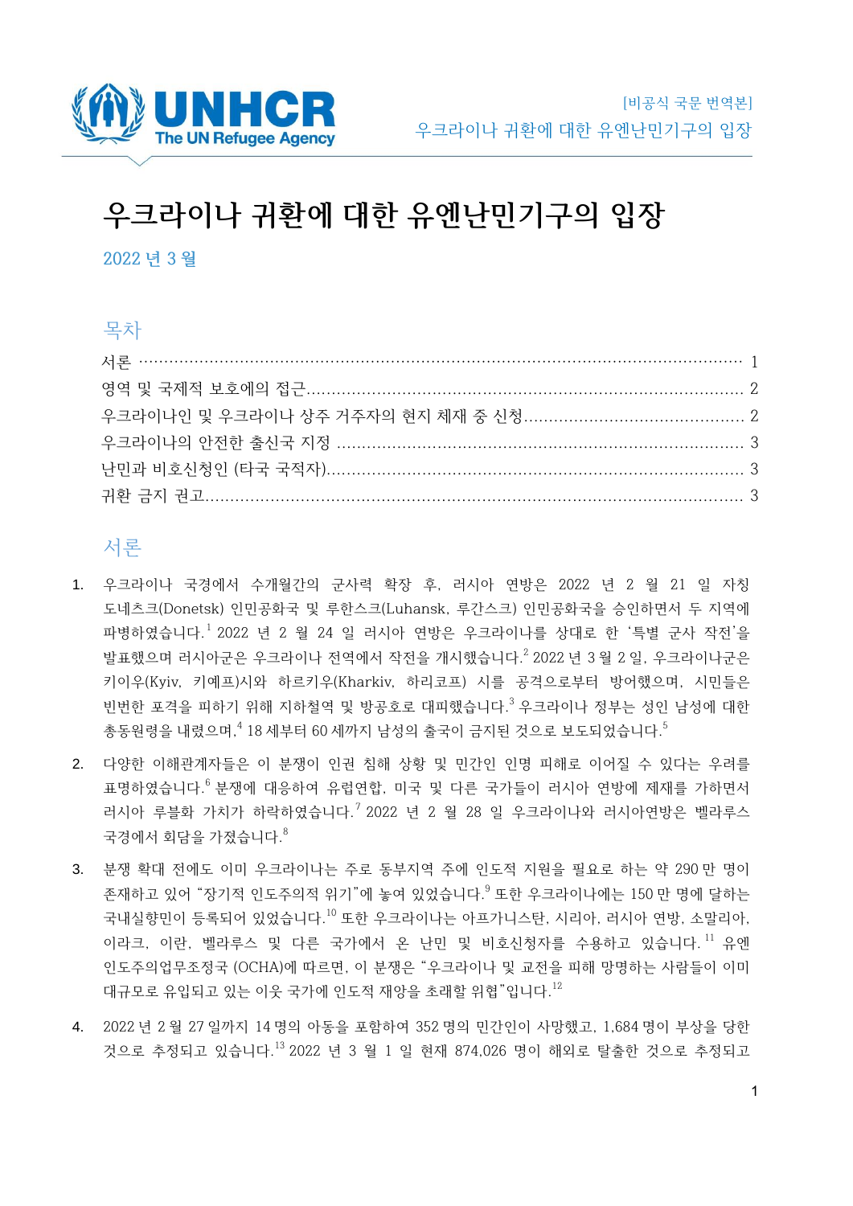[비공식 국문 번역본]

# 우크라이나 귀환에 대한 유엔난민기구의 입장

2022 년 3 월

## 목차

서론 ........ 1
영역 및 국제적 보호에의 접근........ 2
우크라이나인 및 우크라이나 상주 거주자의 현지 체재 중 신청........ 2
우크라이나의 안전한 출신국 지정 ........ 3
난민과 비호신청인 (타국 국적자)........ 3
귀환 금지 권고........ 3

## 서론

1. 우크라이나 국경에서 수개월간의 군사력 확장 후, 러시아 연방은 2022 년 2 월 21 일 자칭 도네츠크(Donetsk) 인민공화국 및 루한스크(Luhansk, 루간스크) 인민공화국을 승인하면서 두 지역에 파병하였습니다.[1] 2022 년 2 월 24 일 러시아 연방은 우크라이나를 상대로 한 '특별 군사 작전'을 발표했으며 러시아군은 우크라이나 전역에서 작전을 개시했습니다.[2] 2022 년 3 월 2 일, 우크라이나군은 키이우(Kyiv, 키예프)시와 하르키우(Kharkiv, 하리코프) 시를 공격으로부터 방어했으며, 시민들은 빈번한 포격을 피하기 위해 지하철역 및 방공호로 대피했습니다.[3] 우크라이나 정부는 성인 남성에 대한 총동원령을 내렸으며,[4] 18 세부터 60 세까지 남성의 출국이 금지된 것으로 보도되었습니다.[5]

2. 다양한 이해관계자들은 이 분쟁이 인권 침해 상황 및 민간인 인명 피해로 이어질 수 있다는 우려를 표명하였습니다.[6] 분쟁에 대응하여 유럽연합, 미국 및 다른 국가들이 러시아 연방에 제재를 가하면서 러시아 루블화 가치가 하락하였습니다.[7] 2022 년 2 월 28 일 우크라이나와 러시아연방은 벨라루스 국경에서 회담을 가졌습니다.[8]

3. 분쟁 확대 전에도 이미 우크라이나는 주로 동부지역 주에 인도적 지원을 필요로 하는 약 290 만 명이 존재하고 있어 "장기적 인도주의적 위기"에 놓여 있었습니다.[9] 또한 우크라이나에는 150 만 명에 달하는 국내실향민이 등록되어 있었습니다.[10] 또한 우크라이나는 아프가니스탄, 시리아, 러시아 연방, 소말리아, 이라크, 이란, 벨라루스 및 다른 국가에서 온 난민 및 비호신청자를 수용하고 있습니다.[11] 유엔 인도주의업무조정국 (OCHA)에 따르면, 이 분쟁은 "우크라이나 및 교전을 피해 망명하는 사람들이 이미 대규모로 유입되고 있는 이웃 국가에 인도적 재앙을 초래할 위협"입니다.[12]

4. 2022 년 2 월 27 일까지 14 명의 아동을 포함하여 352 명의 민간인이 사망했고, 1,684 명이 부상을 당한 것으로 추정되고 있습니다.[13] 2022 년 3 월 1 일 현재 874,026 명이 해외로 탈출한 것으로 추정되고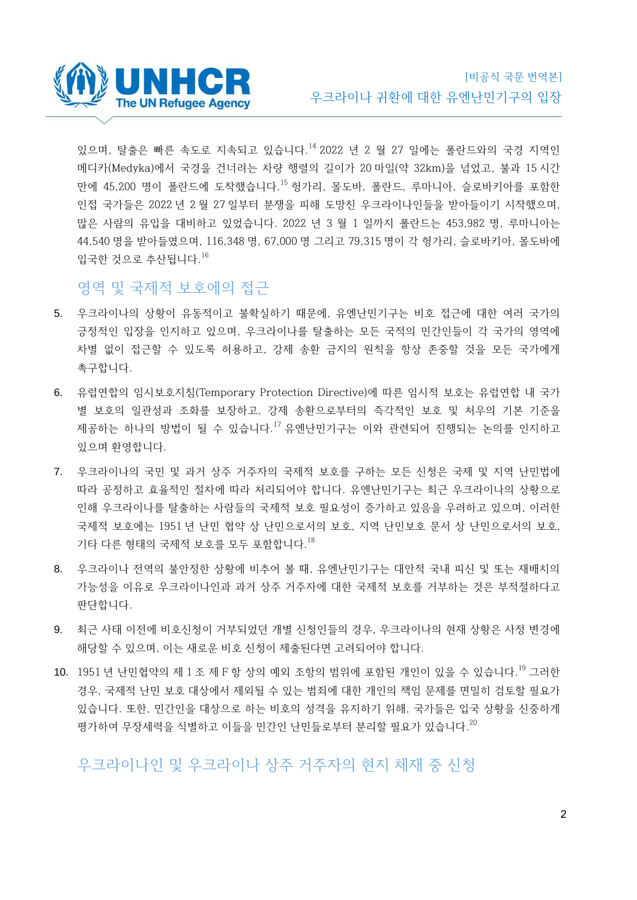있으며, 탈출은 빠른 속도로 지속되고 있습니다.[14] 2022 년 2 월 27 일에는 폴란드와의 국경 지역인 메디카(Medyka)에서 국경을 건너려는 차량 행렬의 길이가 20 마일(약 32km)을 넘었고, 불과 15 시간 만에 45,200 명이 폴란드에 도착했습니다.[15] 헝가리, 몰도바, 폴란드, 루마니아, 슬로바키아를 포함한 인접 국가들은 2022 년 2 월 27 일부터 분쟁을 피해 도망친 우크라이나인들을 받아들이기 시작했으며, 많은 사람의 유입을 대비하고 있었습니다. 2022 년 3 월 1 일까지 폴란드는 453,982 명, 루마니아는 44,540 명을 받아들였으며, 116,348 명, 67,000 명 그리고 79,315 명이 각 헝가리, 슬로바키아, 몰도바에 입국한 것으로 추산됩니다.[16]

## 영역 및 국제적 보호에의 접근

5. 우크라이나의 상황이 유동적이고 불확실하기 때문에, 유엔난민기구는 비호 접근에 대한 여러 국가의 긍정적인 입장을 인지하고 있으며, 우크라이나를 탈출하는 모든 국적의 민간인들이 각 국가의 영역에 차별 없이 접근할 수 있도록 허용하고, 강제 송환 금지의 원칙을 항상 존중할 것을 모든 국가에게 촉구합니다.

6. 유럽연합의 임시보호지침(Temporary Protection Directive)에 따른 임시적 보호는 유럽연합 내 국가 별 보호의 일관성과 조화를 보장하고, 강제 송환으로부터의 즉각적인 보호 및 처우의 기본 기준을 제공하는 하나의 방법이 될 수 있습니다.[17] 유엔난민기구는 이와 관련되어 진행되는 논의를 인지하고 있으며 환영합니다.

7. 우크라이나의 국민 및 과거 상주 거주자의 국제적 보호를 구하는 모든 신청은 국제 및 지역 난민법에 따라 공정하고 효율적인 절차에 따라 처리되어야 합니다. 유엔난민기구는 최근 우크라이나의 상황으로 인해 우크라이나를 탈출하는 사람들의 국제적 보호 필요성이 증가하고 있음을 우려하고 있으며, 이러한 국제적 보호에는 1951 년 난민 협약 상 난민으로서의 보호, 지역 난민보호 문서 상 난민으로서의 보호, 기타 다른 형태의 국제적 보호를 모두 포함합니다.[18]

8. 우크라이나 전역의 불안정한 상황에 비추어 볼 때, 유엔난민기구는 대안적 국내 피신 및 또는 재배치의 가능성을 이유로 우크라이나인과 과거 상주 거주자에 대한 국제적 보호를 거부하는 것은 부적절하다고 판단합니다.

9. 최근 사태 이전에 비호신청이 거부되었던 개별 신청인들의 경우, 우크라이나의 현재 상황은 사정 변경에 해당할 수 있으며, 이는 새로운 비호 신청이 제출된다면 고려되어야 합니다.

10. 1951 년 난민협약의 제 1 조 제 F 항 상의 예외 조항의 범위에 포함된 개인이 있을 수 있습니다.[19] 그러한 경우, 국제적 난민 보호 대상에서 제외될 수 있는 범죄에 대한 개인의 책임 문제를 면밀히 검토할 필요가 있습니다. 또한, 민간인을 대상으로 하는 비호의 성격을 유지하기 위해, 국가들은 입국 상황을 신중하게 평가하여 무장세력을 식별하고 이들을 민간인 난민들로부터 분리할 필요가 있습니다.[20]

## 우크라이나인 및 우크라이나 상주 거주자의 현지 체재 중 신청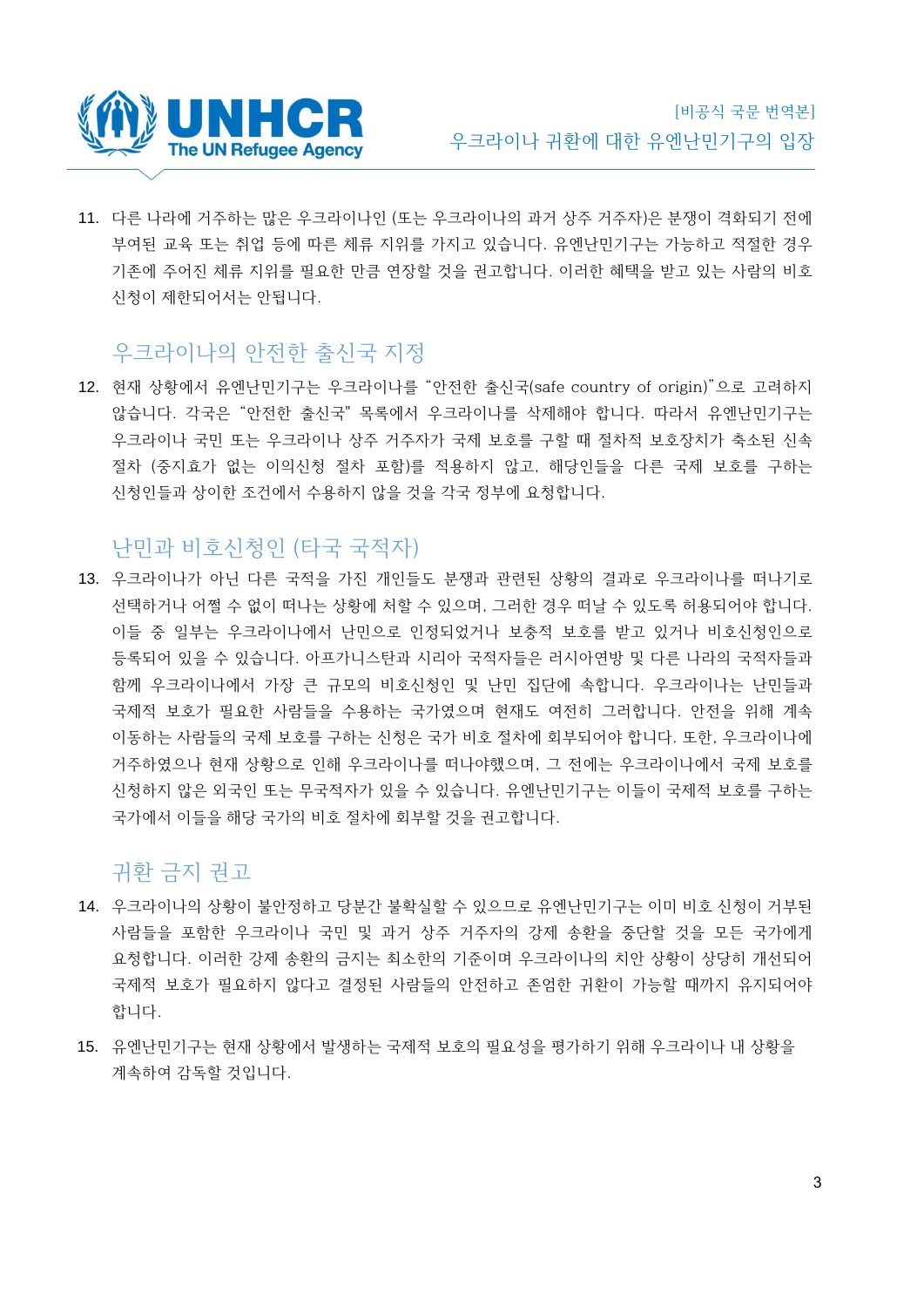11. 다른 나라에 거주하는 많은 우크라이나인 (또는 우크라이나의 과거 상주 거주자)은 분쟁이 격화되기 전에 부여된 교육 또는 취업 등에 따른 체류 지위를 가지고 있습니다. 유엔난민기구는 가능하고 적절한 경우 기존에 주어진 체류 지위를 필요한 만큼 연장할 것을 권고합니다. 이러한 혜택을 받고 있는 사람의 비호 신청이 제한되어서는 안됩니다.

## 우크라이나의 안전한 출신국 지정

12. 현재 상황에서 유엔난민기구는 우크라이나를 "안전한 출신국(safe country of origin)"으로 고려하지 않습니다. 각국은 "안전한 출신국" 목록에서 우크라이나를 삭제해야 합니다. 따라서 유엔난민기구는 우크라이나 국민 또는 우크라이나 상주 거주자가 국제 보호를 구할 때 절차적 보호장치가 축소된 신속 절차 (중지효가 없는 이의신청 절차 포함)를 적용하지 않고, 해당인들을 다른 국제 보호를 구하는 신청인들과 상이한 조건에서 수용하지 않을 것을 각국 정부에 요청합니다.

## 난민과 비호신청인 (타국 국적자)

13. 우크라이나가 아닌 다른 국적을 가진 개인들도 분쟁과 관련된 상황의 결과로 우크라이나를 떠나기로 선택하거나 어쩔 수 없이 떠나는 상황에 처할 수 있으며, 그러한 경우 떠날 수 있도록 허용되어야 합니다. 이들 중 일부는 우크라이나에서 난민으로 인정되었거나 보충적 보호를 받고 있거나 비호신청인으로 등록되어 있을 수 있습니다. 아프가니스탄과 시리아 국적자들은 러시아연방 및 다른 나라의 국적자들과 함께 우크라이나에서 가장 큰 규모의 비호신청인 및 난민 집단에 속합니다. 우크라이나는 난민들과 국제적 보호가 필요한 사람들을 수용하는 국가였으며 현재도 여전히 그러합니다. 안전을 위해 계속 이동하는 사람들의 국제 보호를 구하는 신청은 국가 비호 절차에 회부되어야 합니다. 또한, 우크라이나에 거주하였으나 현재 상황으로 인해 우크라이나를 떠나야했으며, 그 전에는 우크라이나에서 국제 보호를 신청하지 않은 외국인 또는 무국적자가 있을 수 있습니다. 유엔난민기구는 이들이 국제적 보호를 구하는 국가에서 이들을 해당 국가의 비호 절차에 회부할 것을 권고합니다.

## 귀환 금지 권고

14. 우크라이나의 상황이 불안정하고 당분간 불확실할 수 있으므로 유엔난민기구는 이미 비호 신청이 거부된 사람들을 포함한 우크라이나 국민 및 과거 상주 거주자의 강제 송환을 중단할 것을 모든 국가에게 요청합니다. 이러한 강제 송환의 금지는 최소한의 기준이며 우크라이나의 치안 상황이 상당히 개선되어 국제적 보호가 필요하지 않다고 결정된 사람들의 안전하고 존엄한 귀환이 가능할 때까지 유지되어야 합니다.

15. 유엔난민기구는 현재 상황에서 발생하는 국제적 보호의 필요성을 평가하기 위해 우크라이나 내 상황을 계속하여 감독할 것입니다.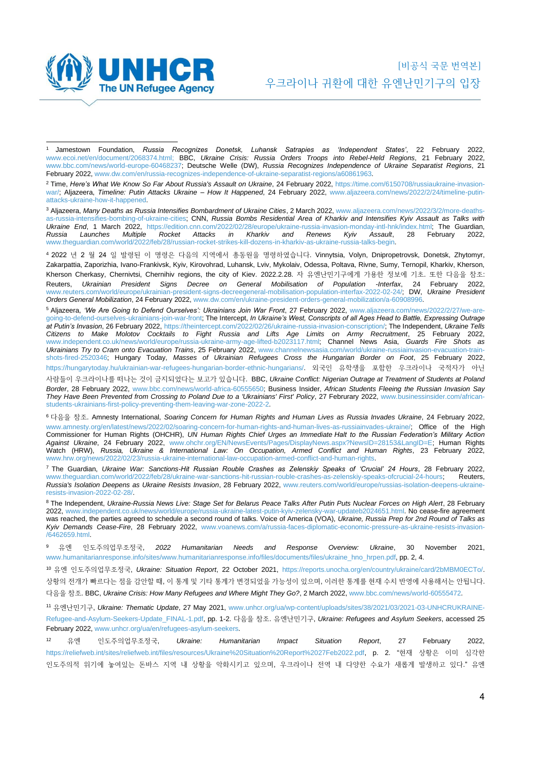[1] Jamestown Foundation, *Russia Recognizes Donetsk, Luhansk Satrapies as 'Independent States'*, 22 February 2022, www.ecoi.net/en/document/2068374.html; BBC, *Ukraine Crisis: Russia Orders Troops into Rebel-Held Regions*, 21 February 2022, www.bbc.com/news/world-europe-60468237; Deutsche Welle (DW), *Russia Recognizes Independence of Ukraine Separatist Regions*, 21 February 2022, www.dw.com/en/russia-recognizes-independence-of-ukraine-separatist-regions/a60861963.

[2] Time, *Here's What We Know So Far About Russia's Assault on Ukraine*, 24 February 2022, https://time.com/6150708/russiaukraine-invasion-war/; Aljazeera, *Timeline: Putin Attacks Ukraine – How It Happened*, 24 February 2022, www.aljazeera.com/news/2022/2/24/timeline-putin-attacks-ukraine-how-it-happened.

[3] Aljazeera, *Many Deaths as Russia Intensifies Bombardment of Ukraine Cities*, 2 March 2022, www.aljazeera.com/news/2022/3/2/more-deaths-as-russia-intensifies-bombing-of-ukraine-cities; CNN, *Russia Bombs Residential Area of Kharkiv and Intensifies Kyiv Assault as Talks with Ukraine End*, 1 March 2022, https://edition.cnn.com/2022/02/28/europe/ukraine-russia-invasion-monday-intl-hnk/index.html; The Guardian, *Russia Launches Multiple Rocket Attacks in Kharkiv and Renews Kyiv Assault*, 28 February 2022, www.theguardian.com/world/2022/feb/28/russian-rocket-strikes-kill-dozens-in-kharkiv-as-ukraine-russia-talks-begin.

[4] 2022 년 2 월 24 일 발령된 이 명령은 다음의 지역에서 총동원을 명령하였습니다. Vinnytsia, Volyn, Dnipropetrovsk, Donetsk, Zhytomyr, Zakarpattia, Zaporizhia, Ivano-Frankivsk, Kyiv, Kirovohrad, Luhansk, Lviv, Mykolaiv, Odessa, Poltava, Rivne, Sumy, Ternopil, Kharkiv, Kherson, Kherson Cherkasy, Chernivtsi, Chernihiv regions, the city of Kiev. 2022.2.28. 자 유엔난민기구에게 가용한 정보에 기초. 또한 다음을 참조: Reuters, *Ukrainian President Signs Decree on General Mobilisation of Population -Interfax*, 24 February 2022, www.reuters.com/world/europe/ukrainian-president-signs-decreegeneral-mobilisation-population-interfax-2022-02-24/; DW, *Ukraine President Orders General Mobilization*, 24 February 2022, www.dw.com/en/ukraine-president-orders-general-mobilization/a-60908996.

[5] Aljazeera, *'We Are Going to Defend Ourselves': Ukrainians Join War Front*, 27 February 2022, www.aljazeera.com/news/2022/2/27/we-are-going-to-defend-ourselves-ukrainians-join-war-front; The Intercept, *In Ukraine's West, Conscripts of all Ages Head to Battle, Expressing Outrage at Putin's Invasion*, 26 February 2022, https://theintercept.com/2022/02/26/ukraine-russia-invasion-conscription/; The Independent, *Ukraine Tells Citizens to Make Molotov Cocktails to Fight Russia and Lifts Age Limits on Army Recruitment*, 25 February 2022, www.independent.co.uk/news/world/europe/russia-ukraine-army-age-lifted-b2023117.html; Channel News Asia, *Guards Fire Shots as Ukrainians Try to Cram onto Evacuation Trains*, 25 February 2022, www.channelnewsasia.com/world/ukraine-russiainvasion-evacuation-train-shots-fired-2520346; Hungary Today, *Masses of Ukrainian Refugees Cross the Hungarian Border on Foot*, 25 February 2022, https://hungarytoday.hu/ukrainian-war-refugees-hungarian-border-ethnic-hungarians/. 외국인 유학생을 포함한 우크라이나 국적자가 아닌 사람들이 우크라이나를 떠나는 것이 금지되었다는 보고가 있습니다. BBC, *Ukraine Conflict: Nigerian Outrage at Treatment of Students at Poland Border*, 28 February 2022, www.bbc.com/news/world-africa-60555650; Business Insider, *African Students Fleeing the Russian Invasion Say They Have Been Prevented from Crossing to Poland Due to a 'Ukrainians' First' Policy*, 27 Februrary 2022, www.businessinsider.com/african-students-ukrainians-first-policy-preventing-them-leaving-war-zone-2022-2.

[6] 다음을 참조. Amnesty International, *Soaring Concern for Human Rights and Human Lives as Russia Invades Ukraine*, 24 February 2022, www.amnesty.org/en/latest/news/2022/02/soaring-concern-for-human-rights-and-human-lives-as-russiainvades-ukraine/; Office of the High Commissioner for Human Rights (OHCHR), *UN Human Rights Chief Urges an Immediate Halt to the Russian Federation's Military Action Against Ukraine*, 24 February 2022, www.ohchr.org/EN/NewsEvents/Pages/DisplayNews.aspx?NewsID=28153&LangID=E; Human Rights Watch (HRW), *Russia, Ukraine & International Law: On Occupation, Armed Conflict and Human Rights*, 23 February 2022, www.hrw.org/news/2022/02/23/russia-ukraine-international-law-occupation-armed-conflict-and-human-rights.

[7] The Guardian, *Ukraine War: Sanctions-Hit Russian Rouble Crashes as Zelenskiy Speaks of 'Crucial' 24 Hours*, 28 February 2022, www.theguardian.com/world/2022/feb/28/ukraine-war-sanctions-hit-russian-rouble-crashes-as-zelenskiy-speaks-ofcrucial-24-hours; Reuters, *Russia's Isolation Deepens as Ukraine Resists Invasion*, 28 February 2022, www.reuters.com/world/europe/russias-isolation-deepens-ukraine-resists-invasion-2022-02-28/.

[8] The Independent, *Ukraine-Russia News Live: Stage Set for Belarus Peace Talks After Putin Puts Nuclear Forces on High Alert*, 28 February 2022, www.independent.co.uk/news/world/europe/russia-ukraine-latest-putin-kyiv-zelensky-war-updateb2024651.html. No cease-fire agreement was reached, the parties agreed to schedule a second round of talks. Voice of America (VOA), *Ukraine, Russia Prep for 2nd Round of Talks as Kyiv Demands Cease-Fire*, 28 February 2022, www.voanews.com/a/russia-faces-diplomatic-economic-pressure-as-ukraine-resists-invasion-/6462659.html.

[9] 유엔 인도주의업무조정국, *2022 Humanitarian Needs and Response Overview: Ukraine*, 30 November 2021, www.humanitarianresponse.info/sites/www.humanitarianresponse.info/files/documents/files/ukraine_hno_hrpen.pdf, pp. 2, 4.

[10] 유엔 인도주의업무조정국, *Ukraine: Situation Report*, 22 October 2021, https://reports.unocha.org/en/country/ukraine/card/2bMBM0ECTo/. 상황의 전개가 빠르다는 점을 감안할 때, 이 통계 및 기타 통계가 변경되었을 가능성이 있으며, 이러한 통계를 현재 수치 반영에 사용해서는 안됩니다. 다음을 참조. BBC, *Ukraine Crisis: How Many Refugees and Where Might They Go?*, 2 March 2022, www.bbc.com/news/world-60555472.

[11] 유엔난민기구, *Ukraine: Thematic Update*, 27 May 2021, www.unhcr.org/ua/wp-content/uploads/sites/38/2021/03/2021-03-UNHCRUKRAINE-Refugee-and-Asylum-Seekers-Update_FINAL-1.pdf, pp. 1-2. 다음을 참조. 유엔난민기구, *Ukraine: Refugees and Asylum Seekers*, accessed 25 February 2022, www.unhcr.org/ua/en/refugees-asylum-seekers.

[12] 유엔 인도주의업무조정국, *Ukraine: Humanitarian Impact Situation Report*, 27 February 2022, https://reliefweb.int/sites/reliefweb.int/files/resources/Ukraine%20Situation%20Report%2027Feb2022.pdf, p. 2. "현재 상황은 이미 심각한 인도주의적 위기에 놓여있는 돈바스 지역 내 상황을 악화시키고 있으며, 우크라이나 전역 내 다양한 수요가 새롭게 발생하고 있다." 유엔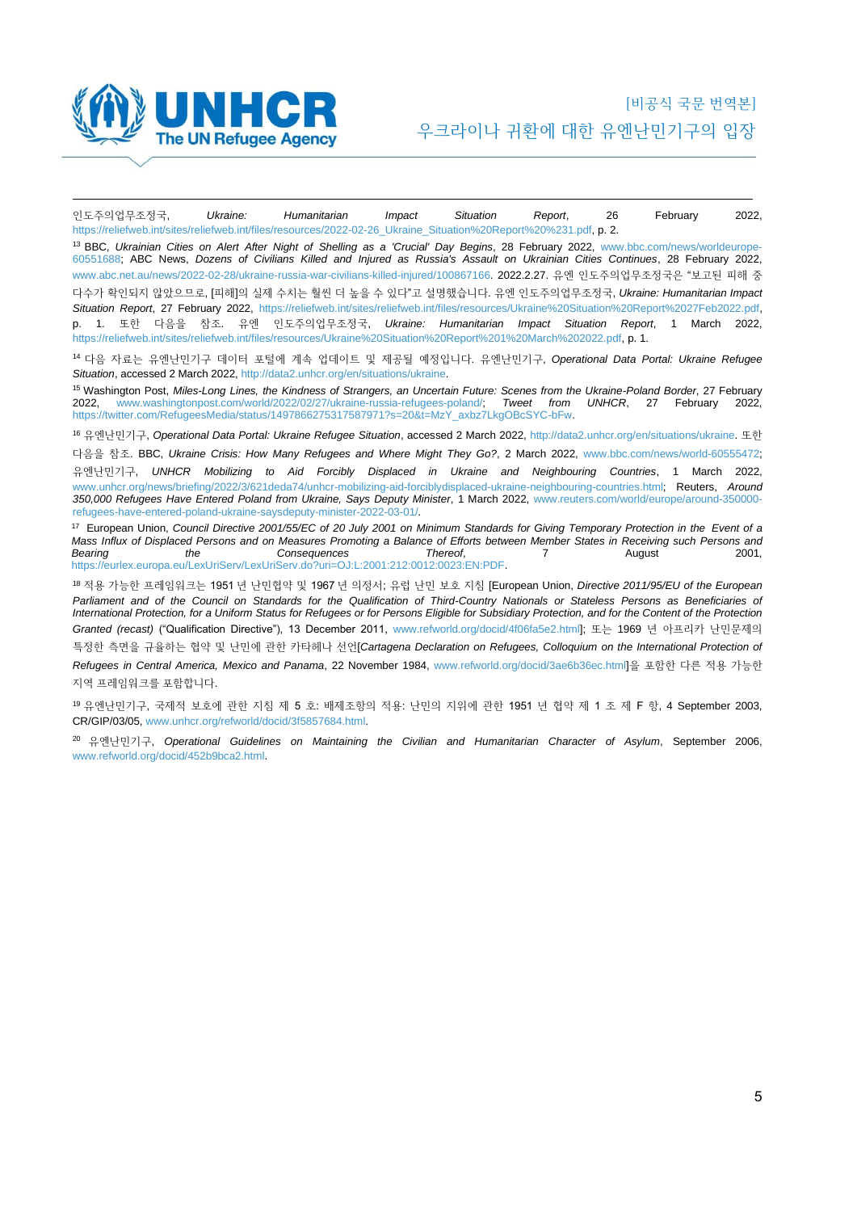인도주의업무조정국, *Ukraine: Humanitarian Impact Situation Report*, 26 February 2022, https://reliefweb.int/sites/reliefweb.int/files/resources/2022-02-26_Ukraine_Situation%20Report%20%231.pdf, p. 2.

[13] BBC, *Ukrainian Cities on Alert After Night of Shelling as a 'Crucial' Day Begins*, 28 February 2022, www.bbc.com/news/worldeurope-60551688; ABC News, *Dozens of Civilians Killed and Injured as Russia's Assault on Ukrainian Cities Continues*, 28 February 2022, www.abc.net.au/news/2022-02-28/ukraine-russia-war-civilians-killed-injured/100867166. 2022.2.27. 유엔 인도주의업무조정국은 "보고된 피해 중 다수가 확인되지 않았으므로, [피해]의 실제 수치는 훨씬 더 높을 수 있다"고 설명했습니다. 유엔 인도주의업무조정국, *Ukraine: Humanitarian Impact Situation Report*, 27 February 2022, https://reliefweb.int/sites/reliefweb.int/files/resources/Ukraine%20Situation%20Report%2027Feb2022.pdf, p. 1. 또한 다음을 참조. 유엔 인도주의업무조정국, *Ukraine: Humanitarian Impact Situation Report*, 1 March 2022, https://reliefweb.int/sites/reliefweb.int/files/resources/Ukraine%20Situation%20Report%201%20March%202022.pdf, p. 1.

[14] 다음 자료는 유엔난민기구 데이터 포털에 계속 업데이트 및 제공될 예정입니다. 유엔난민기구, *Operational Data Portal: Ukraine Refugee Situation*, accessed 2 March 2022, http://data2.unhcr.org/en/situations/ukraine.

[15] Washington Post, *Miles-Long Lines, the Kindness of Strangers, an Uncertain Future: Scenes from the Ukraine-Poland Border*, 27 February 2022, www.washingtonpost.com/world/2022/02/27/ukraine-russia-refugees-poland/; *Tweet from UNHCR*, 27 February 2022, https://twitter.com/RefugeesMedia/status/1497866275317587971?s=20&t=MzY_axbz7LkgOBcSYC-bFw.

[16] 유엔난민기구, *Operational Data Portal: Ukraine Refugee Situation*, accessed 2 March 2022, http://data2.unhcr.org/en/situations/ukraine. 또한 다음을 참조. BBC, *Ukraine Crisis: How Many Refugees and Where Might They Go?*, 2 March 2022, www.bbc.com/news/world-60555472; 유엔난민기구, *UNHCR Mobilizing to Aid Forcibly Displaced in Ukraine and Neighbouring Countries*, 1 March 2022, www.unhcr.org/news/briefing/2022/3/621deda74/unhcr-mobilizing-aid-forciblydisplaced-ukraine-neighbouring-countries.html; Reuters, *Around 350,000 Refugees Have Entered Poland from Ukraine, Says Deputy Minister*, 1 March 2022, www.reuters.com/world/europe/around-350000-refugees-have-entered-poland-ukraine-saysdeputy-minister-2022-03-01/.

[17] European Union, *Council Directive 2001/55/EC of 20 July 2001 on Minimum Standards for Giving Temporary Protection in the Event of a Mass Influx of Displaced Persons and on Measures Promoting a Balance of Efforts between Member States in Receiving such Persons and Bearing the Consequences Thereof*, 7 August 2001, https://eurlex.europa.eu/LexUriServ/LexUriServ.do?uri=OJ:L:2001:212:0012:0023:EN:PDF.

[18] 적용 가능한 프레임워크는 1951 년 난민협약 및 1967 년 의정서; 유럽 난민 보호 지침 [European Union, *Directive 2011/95/EU of the European Parliament and of the Council on Standards for the Qualification of Third-Country Nationals or Stateless Persons as Beneficiaries of International Protection, for a Uniform Status for Refugees or for Persons Eligible for Subsidiary Protection, and for the Content of the Protection Granted (recast)* ("Qualification Directive"), 13 December 2011, www.refworld.org/docid/4f06fa5e2.html]; 또는 1969 년 아프리카 난민문제의 특정한 측면을 규율하는 협약 및 난민에 관한 카타헤나 선언[*Cartagena Declaration on Refugees, Colloquium on the International Protection of Refugees in Central America, Mexico and Panama*, 22 November 1984, www.refworld.org/docid/3ae6b36ec.html]을 포함한 다른 적용 가능한 지역 프레임워크를 포함합니다.

[19] 유엔난민기구, 국제적 보호에 관한 지침 제 5 호: 배제조항의 적용: 난민의 지위에 관한 1951 년 협약 제 1 조 제 F 항, 4 September 2003, CR/GIP/03/05, www.unhcr.org/refworld/docid/3f5857684.html.

[20] 유엔난민기구, *Operational Guidelines on Maintaining the Civilian and Humanitarian Character of Asylum*, September 2006, www.refworld.org/docid/452b9bca2.html.